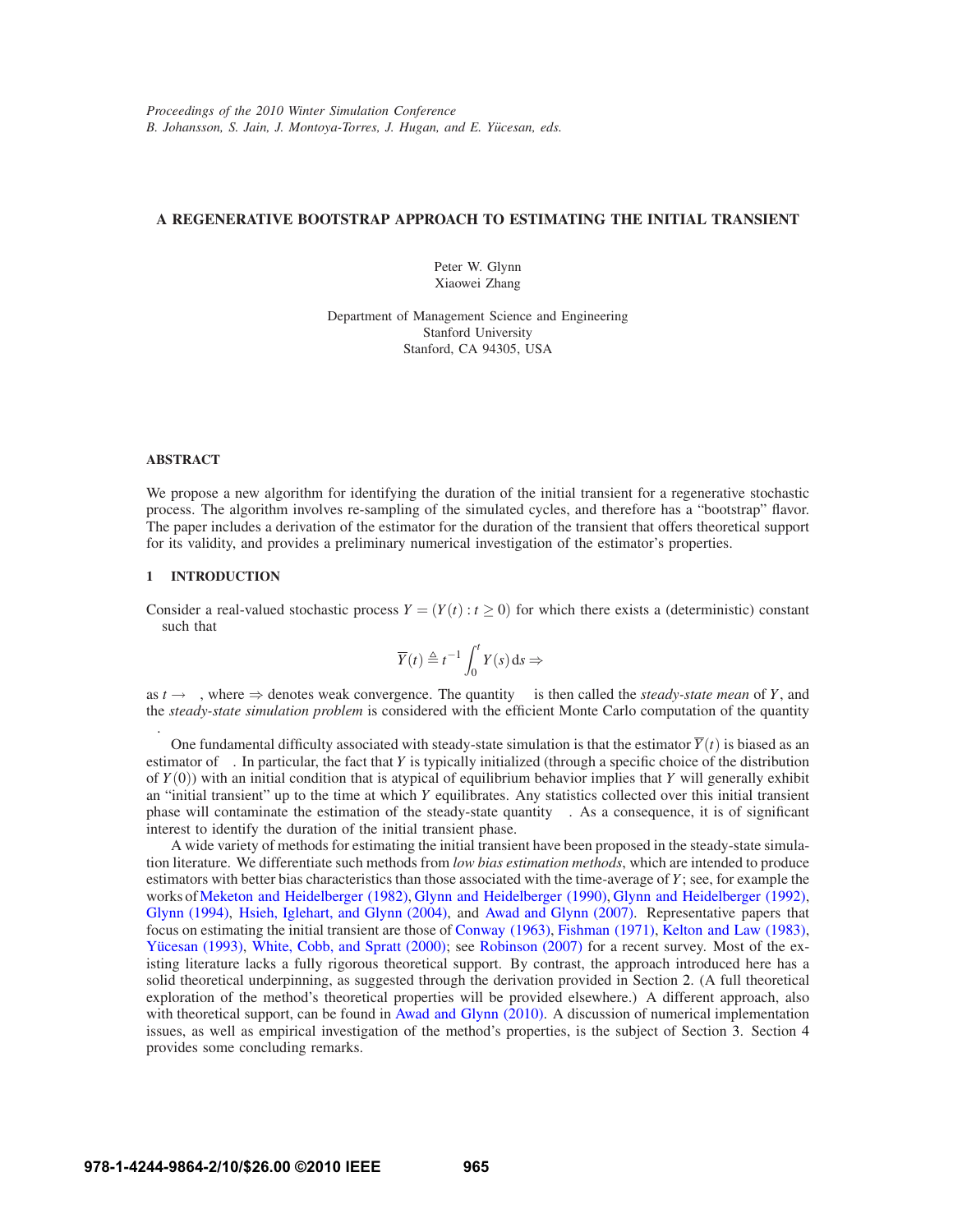# A REGENERATIVE BOOTSTRAP APPROACH TO ESTIMATING THE INITIAL TRANSIENT

Peter W. Glynn
Xiaowei Zhang

Department of Management Science and Engineering
Stanford University
Stanford, CA 94305, USA

## ABSTRACT

We propose a new algorithm for identifying the duration of the initial transient for a regenerative stochastic process. The algorithm involves re-sampling of the simulated cycles, and therefore has a "bootstrap" flavor. The paper includes a derivation of the estimator for the duration of the transient that offers theoretical support for its validity, and provides a preliminary numerical investigation of the estimator's properties.

## 1 INTRODUCTION

Consider a real-valued stochastic process $Y = (Y(t) : t \geq 0)$ for which there exists a (deterministic) constant such that

$$\overline{Y}(t) \triangleq t^{-1} \int_0^t Y(s)\,\mathrm{d}s \Rightarrow$$

as $t \to$ , where $\Rightarrow$ denotes weak convergence. The quantity is then called the *steady-state mean* of $Y$, and the *steady-state simulation problem* is considered with the efficient Monte Carlo computation of the quantity .

One fundamental difficulty associated with steady-state simulation is that the estimator $\overline{Y}(t)$ is biased as an estimator of . In particular, the fact that $Y$ is typically initialized (through a specific choice of the distribution of $Y(0)$) with an initial condition that is atypical of equilibrium behavior implies that $Y$ will generally exhibit an "initial transient" up to the time at which $Y$ equilibrates. Any statistics collected over this initial transient phase will contaminate the estimation of the steady-state quantity . As a consequence, it is of significant interest to identify the duration of the initial transient phase.

A wide variety of methods for estimating the initial transient have been proposed in the steady-state simulation literature. We differentiate such methods from *low bias estimation methods*, which are intended to produce estimators with better bias characteristics than those associated with the time-average of $Y$; see, for example the works of Meketon and Heidelberger (1982), Glynn and Heidelberger (1990), Glynn and Heidelberger (1992), Glynn (1994), Hsieh, Iglehart, and Glynn (2004), and Awad and Glynn (2007). Representative papers that focus on estimating the initial transient are those of Conway (1963), Fishman (1971), Kelton and Law (1983), Yücesan (1993), White, Cobb, and Spratt (2000); see Robinson (2007) for a recent survey. Most of the existing literature lacks a fully rigorous theoretical support. By contrast, the approach introduced here has a solid theoretical underpinning, as suggested through the derivation provided in Section 2. (A full theoretical exploration of the method's theoretical properties will be provided elsewhere.) A different approach, also with theoretical support, can be found in Awad and Glynn (2010). A discussion of numerical implementation issues, as well as empirical investigation of the method's properties, is the subject of Section 3. Section 4 provides some concluding remarks.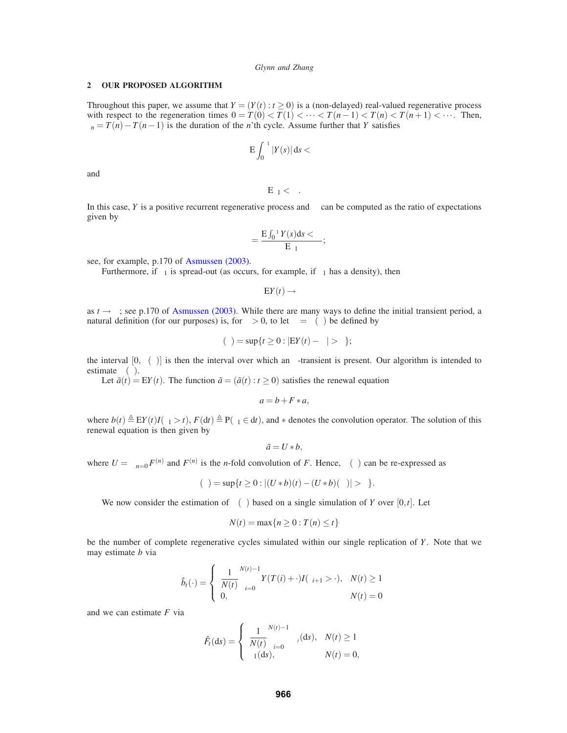## 2 OUR PROPOSED ALGORITHM

Throughout this paper, we assume that $Y = (Y(t) : t \geq 0)$ is a (non-delayed) real-valued regenerative process with respect to the regeneration times $0 = T(0) < T(1) < \cdots < T(n-1) < T(n) < T(n+1) < \cdots$. Then, $\tau_n = T(n) - T(n-1)$ is the duration of the $n$'th cycle. Assume further that $Y$ satisfies

$$\mathrm{E} \int_0^{\tau_1} |Y(s)| \, \mathrm{d}s < \infty$$

and

$$\mathrm{E}\tau_1 < \infty.$$

In this case, $Y$ is a positive recurrent regenerative process and $\alpha$ can be computed as the ratio of expectations given by

$$\alpha = \frac{\mathrm{E} \int_0^{\tau_1} Y(s) \mathrm{d}s < \infty}{\mathrm{E}\tau_1};$$

see, for example, p.170 of Asmussen (2003).

Furthermore, if $\tau_1$ is spread-out (as occurs, for example, if $\tau_1$ has a density), then

$$\mathrm{E}Y(t) \to \alpha$$

as $t \to \infty$; see p.170 of Asmussen (2003). While there are many ways to define the initial transient period, a natural definition (for our purposes) is, for $\varepsilon > 0$, to let $\beta = \beta(\varepsilon)$ be defined by

$$\beta(\varepsilon) = \sup\{t \geq 0 : |\mathrm{E}Y(t) - \alpha| > \varepsilon\};$$

the interval $[0, \beta(\varepsilon)]$ is then the interval over which an $\varepsilon$-transient is present. Our algorithm is intended to estimate $\beta(\varepsilon)$.

Let $\tilde{a}(t) = \mathrm{E}Y(t)$. The function $\tilde{a} = (\tilde{a}(t) : t \geq 0)$ satisfies the renewal equation

$$a = b + F * a,$$

where $b(t) \triangleq \mathrm{E}Y(t)I(\tau_1 > t)$, $F(\mathrm{d}t) \triangleq \mathrm{P}(\tau_1 \in \mathrm{d}t)$, and $*$ denotes the convolution operator. The solution of this renewal equation is then given by

$$\tilde{a} = U * b,$$

where $U = \sum_{n=0}^{\infty} F^{(n)}$ and $F^{(n)}$ is the $n$-fold convolution of $F$. Hence, $\beta(\varepsilon)$ can be re-expressed as

$$\beta(\varepsilon) = \sup\{t \geq 0 : |(U * b)(t) - (U * b)(\infty)| > \varepsilon\}.$$

We now consider the estimation of $\beta(\varepsilon)$ based on a single simulation of $Y$ over $[0,t]$. Let

$$N(t) = \max\{n \geq 0 : T(n) \leq t\}$$

be the number of complete regenerative cycles simulated within our single replication of $Y$. Note that we may estimate $b$ via

$$\hat{b}_t(\cdot) = \begin{cases} \dfrac{1}{N(t)} \displaystyle\sum_{i=0}^{N(t)-1} Y(T(i) + \cdot)I(\tau_{i+1} > \cdot), & N(t) \geq 1 \\ 0, & N(t) = 0 \end{cases}$$

and we can estimate $F$ via

$$\hat{F}_t(\mathrm{d}s) = \begin{cases} \dfrac{1}{N(t)} \displaystyle\sum_{i=0}^{N(t)-1} \delta_{\tau_i}(\mathrm{d}s), & N(t) \geq 1 \\ \delta_1(\mathrm{d}s), & N(t) = 0, \end{cases}$$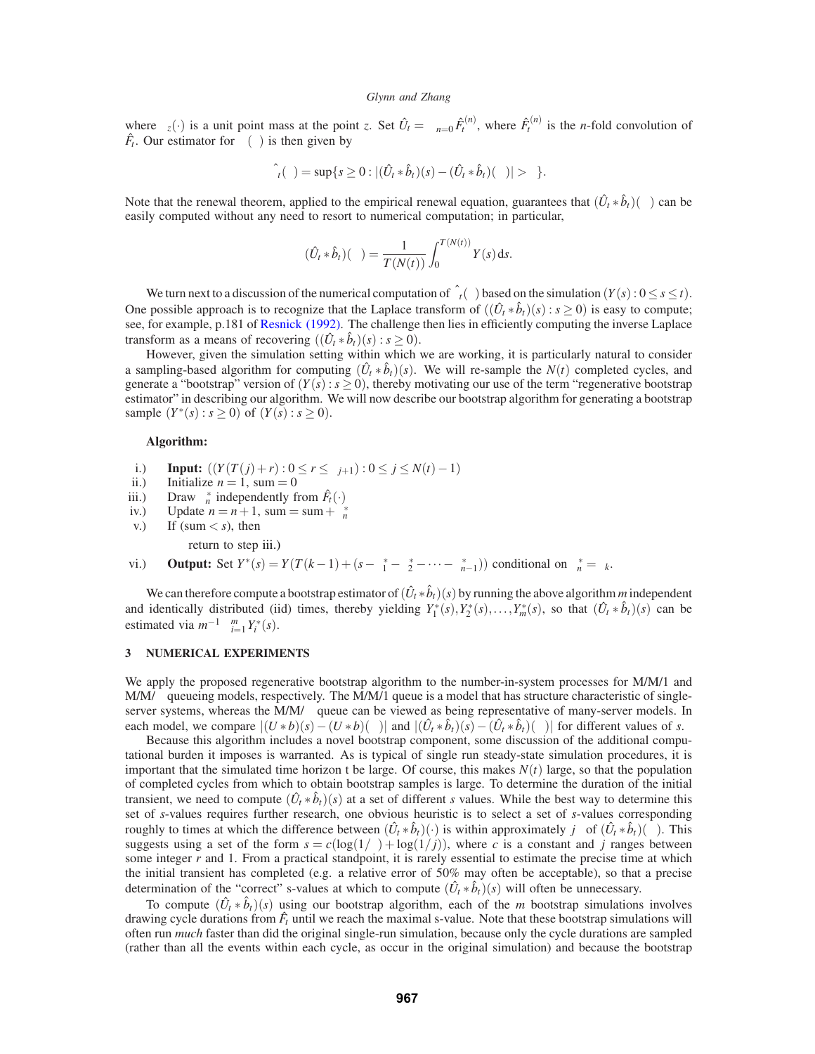where $\delta_z(\cdot)$ is a unit point mass at the point $z$. Set $\hat{U}_t = \sum_{n=0}^{\infty} \hat{F}_t^{(n)}$, where $\hat{F}_t^{(n)}$ is the $n$-fold convolution of $\hat{F}_t$. Our estimator for $\tau(\varepsilon)$ is then given by

$$\hat{\tau}_t(\varepsilon) = \sup\{s \geq 0 : |(\hat{U}_t * \hat{b}_t)(s) - (\hat{U}_t * \hat{b}_t)(\infty)| > \varepsilon\}.$$

Note that the renewal theorem, applied to the empirical renewal equation, guarantees that $(\hat{U}_t * \hat{b}_t)(\infty)$ can be easily computed without any need to resort to numerical computation; in particular,

$$(\hat{U}_t * \hat{b}_t)(\infty) = \frac{1}{T(N(t))} \int_0^{T(N(t))} Y(s)\,\mathrm{d}s.$$

We turn next to a discussion of the numerical computation of $\hat{\tau}_t(\varepsilon)$ based on the simulation $(Y(s) : 0 \leq s \leq t)$. One possible approach is to recognize that the Laplace transform of $((\hat{U}_t * \hat{b}_t)(s) : s \geq 0)$ is easy to compute; see, for example, p.181 of Resnick (1992). The challenge then lies in efficiently computing the inverse Laplace transform as a means of recovering $((\hat{U}_t * \hat{b}_t)(s) : s \geq 0)$.

However, given the simulation setting within which we are working, it is particularly natural to consider a sampling-based algorithm for computing $(\hat{U}_t * \hat{b}_t)(s)$. We will re-sample the $N(t)$ completed cycles, and generate a "bootstrap" version of $(Y(s) : s \geq 0)$, thereby motivating our use of the term "regenerative bootstrap estimator" in describing our algorithm. We will now describe our bootstrap algorithm for generating a bootstrap sample $(Y^*(s) : s \geq 0)$ of $(Y(s) : s \geq 0)$.

**Algorithm:**

i.) **Input:** $((Y(T(j)+r) : 0 \leq r \leq \tau_{j+1}) : 0 \leq j \leq N(t)-1)$

ii.) Initialize $n = 1$, sum $= 0$

iii.) Draw $\tau_n^*$ independently from $\hat{F}_t(\cdot)$

iv.) Update $n = n+1$, sum $=$ sum $+ \tau_n^*$

v.) If (sum $< s$), then

return to step iii.)

vi.) **Output:** Set $Y^*(s) = Y(T(k-1) + (s - \tau_1^* - \tau_2^* - \cdots - \tau_{n-1}^*))$ conditional on $\tau_n^* = \tau_k$.

We can therefore compute a bootstrap estimator of $(\hat{U}_t * \hat{b}_t)(s)$ by running the above algorithm $m$ independent and identically distributed (iid) times, thereby yielding $Y_1^*(s), Y_2^*(s), \ldots, Y_m^*(s)$, so that $(\hat{U}_t * \hat{b}_t)(s)$ can be estimated via $m^{-1} \sum_{i=1}^{m} Y_i^*(s)$.

## 3 NUMERICAL EXPERIMENTS

We apply the proposed regenerative bootstrap algorithm to the number-in-system processes for M/M/1 and M/M/$\infty$ queueing models, respectively. The M/M/1 queue is a model that has structure characteristic of single-server systems, whereas the M/M/$\infty$ queue can be viewed as being representative of many-server models. In each model, we compare $|(U * b)(s) - (U * b)(\infty)|$ and $|(\hat{U}_t * \hat{b}_t)(s) - (\hat{U}_t * \hat{b}_t)(\infty)|$ for different values of $s$.

Because this algorithm includes a novel bootstrap component, some discussion of the additional computational burden it imposes is warranted. As is typical of single run steady-state simulation procedures, it is important that the simulated time horizon t be large. Of course, this makes $N(t)$ large, so that the population of completed cycles from which to obtain bootstrap samples is large. To determine the duration of the initial transient, we need to compute $(\hat{U}_t * \hat{b}_t)(s)$ at a set of different $s$ values. While the best way to determine this set of $s$-values requires further research, one obvious heuristic is to select a set of $s$-values corresponding roughly to times at which the difference between $(\hat{U}_t * \hat{b}_t)(\cdot)$ is within approximately $j\varepsilon$ of $(\hat{U}_t * \hat{b}_t)(\infty)$. This suggests using a set of the form $s = c(\log(1/\varepsilon) + \log(1/j))$, where $c$ is a constant and $j$ ranges between some integer $r$ and 1. From a practical standpoint, it is rarely essential to estimate the precise time at which the initial transient has completed (e.g. a relative error of 50% may often be acceptable), so that a precise determination of the "correct" s-values at which to compute $(\hat{U}_t * \hat{b}_t)(s)$ will often be unnecessary.

To compute $(\hat{U}_t * \hat{b}_t)(s)$ using our bootstrap algorithm, each of the $m$ bootstrap simulations involves drawing cycle durations from $\hat{F}_t$ until we reach the maximal s-value. Note that these bootstrap simulations will often run *much* faster than did the original single-run simulation, because only the cycle durations are sampled (rather than all the events within each cycle, as occur in the original simulation) and because the bootstrap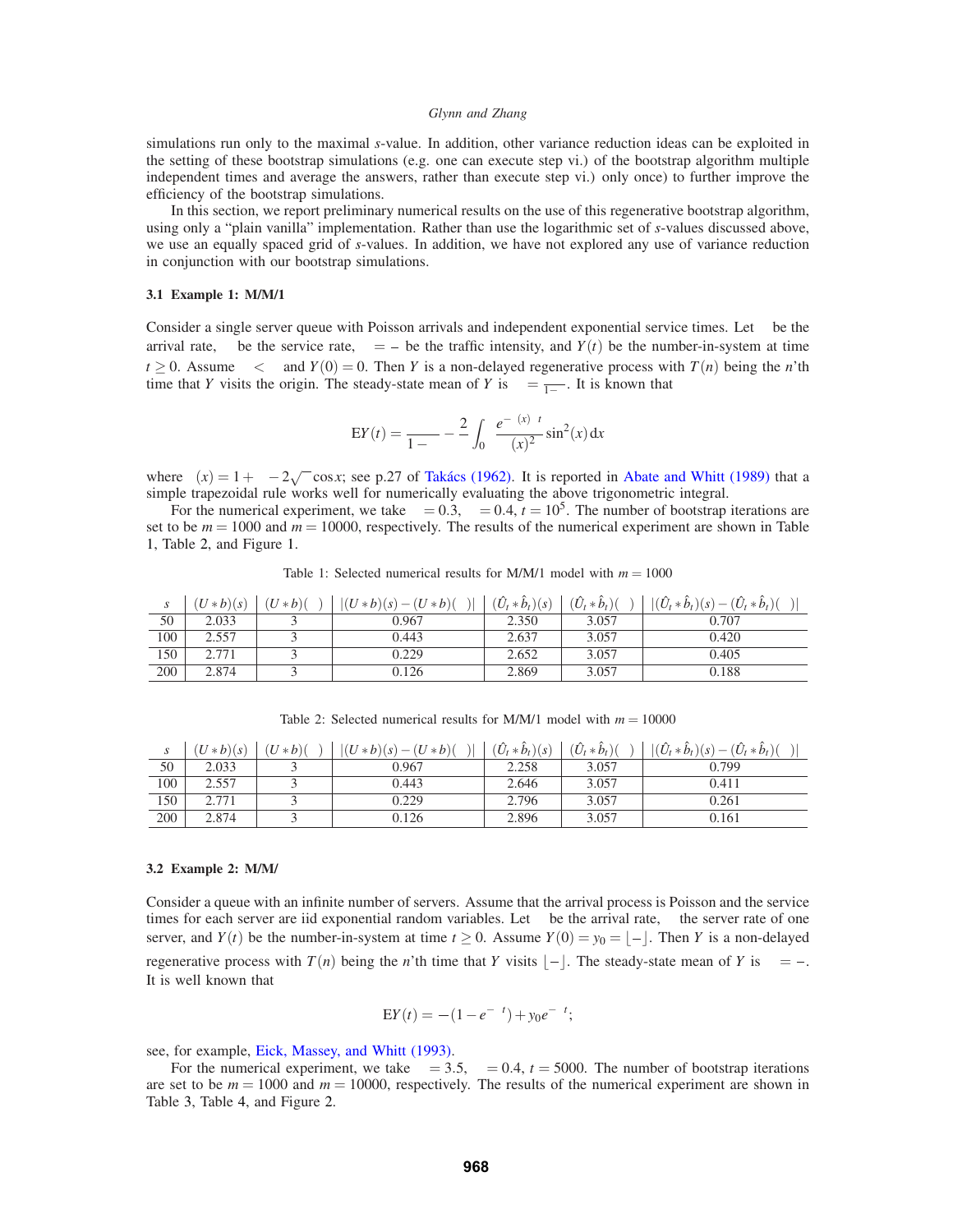simulations run only to the maximal $s$-value. In addition, other variance reduction ideas can be exploited in the setting of these bootstrap simulations (e.g. one can execute step vi.) of the bootstrap algorithm multiple independent times and average the answers, rather than execute step vi.) only once) to further improve the efficiency of the bootstrap simulations.

In this section, we report preliminary numerical results on the use of this regenerative bootstrap algorithm, using only a "plain vanilla" implementation. Rather than use the logarithmic set of $s$-values discussed above, we use an equally spaced grid of $s$-values. In addition, we have not explored any use of variance reduction in conjunction with our bootstrap simulations.

### 3.1 Example 1: M/M/1

Consider a single server queue with Poisson arrivals and independent exponential service times. Let  be the arrival rate,  be the service rate,  $= -$ be the traffic intensity, and $Y(t)$ be the number-in-system at time $t \geq 0$. Assume  $<$  and $Y(0) = 0$. Then $Y$ is a non-delayed regenerative process with $T(n)$ being the $n$'th time that $Y$ visits the origin. The steady-state mean of $Y$ is  $= \frac{}{1-}$. It is known that

$$
\mathrm{E}Y(t) = \frac{}{1-} - \frac{2}{} \int_0 \frac{e^{-\ (x)\ t}}{(x)^2} \sin^2(x)\,\mathrm{d}x
$$

where $(x) = 1 + \ - 2\sqrt{\ } \cos x$; see p.27 of Takács (1962). It is reported in Abate and Whitt (1989) that a simple trapezoidal rule works well for numerically evaluating the above trigonometric integral.

For the numerical experiment, we take  $= 0.3$,  $= 0.4$, $t = 10^5$. The number of bootstrap iterations are set to be $m = 1000$ and $m = 10000$, respectively. The results of the numerical experiment are shown in Table 1, Table 2, and Figure 1.

Table 1: Selected numerical results for M/M/1 model with $m = 1000$

| $s$ | $(U*b)(s)$ | $(U*b)(\ )$ | $\lvert(U*b)(s)-(U*b)(\ )\rvert$ | $(\hat{U}_t*\hat{b}_t)(s)$ | $(\hat{U}_t*\hat{b}_t)(\ )$ | $\lvert(\hat{U}_t*\hat{b}_t)(s)-(\hat{U}_t*\hat{b}_t)(\ )\rvert$ |
|---|---|---|---|---|---|---|
| 50 | 2.033 | 3 | 0.967 | 2.350 | 3.057 | 0.707 |
| 100 | 2.557 | 3 | 0.443 | 2.637 | 3.057 | 0.420 |
| 150 | 2.771 | 3 | 0.229 | 2.652 | 3.057 | 0.405 |
| 200 | 2.874 | 3 | 0.126 | 2.869 | 3.057 | 0.188 |

Table 2: Selected numerical results for M/M/1 model with $m = 10000$

| $s$ | $(U*b)(s)$ | $(U*b)(\ )$ | $\lvert(U*b)(s)-(U*b)(\ )\rvert$ | $(\hat{U}_t*\hat{b}_t)(s)$ | $(\hat{U}_t*\hat{b}_t)(\ )$ | $\lvert(\hat{U}_t*\hat{b}_t)(s)-(\hat{U}_t*\hat{b}_t)(\ )\rvert$ |
|---|---|---|---|---|---|---|
| 50 | 2.033 | 3 | 0.967 | 2.258 | 3.057 | 0.799 |
| 100 | 2.557 | 3 | 0.443 | 2.646 | 3.057 | 0.411 |
| 150 | 2.771 | 3 | 0.229 | 2.796 | 3.057 | 0.261 |
| 200 | 2.874 | 3 | 0.126 | 2.896 | 3.057 | 0.161 |

### 3.2 Example 2: M/M/

Consider a queue with an infinite number of servers. Assume that the arrival process is Poisson and the service times for each server are iid exponential random variables. Let  be the arrival rate,  the server rate of one server, and $Y(t)$ be the number-in-system at time $t \geq 0$. Assume $Y(0) = y_0 = \lfloor - \rfloor$. Then $Y$ is a non-delayed regenerative process with $T(n)$ being the $n$'th time that $Y$ visits $\lfloor - \rfloor$. The steady-state mean of $Y$ is  $= -$. It is well known that

$$
\mathrm{E}Y(t) = -(1 - e^{-\ t}) + y_0 e^{-\ t};
$$

see, for example, Eick, Massey, and Whitt (1993).

For the numerical experiment, we take  $= 3.5$,  $= 0.4$, $t = 5000$. The number of bootstrap iterations are set to be $m = 1000$ and $m = 10000$, respectively. The results of the numerical experiment are shown in Table 3, Table 4, and Figure 2.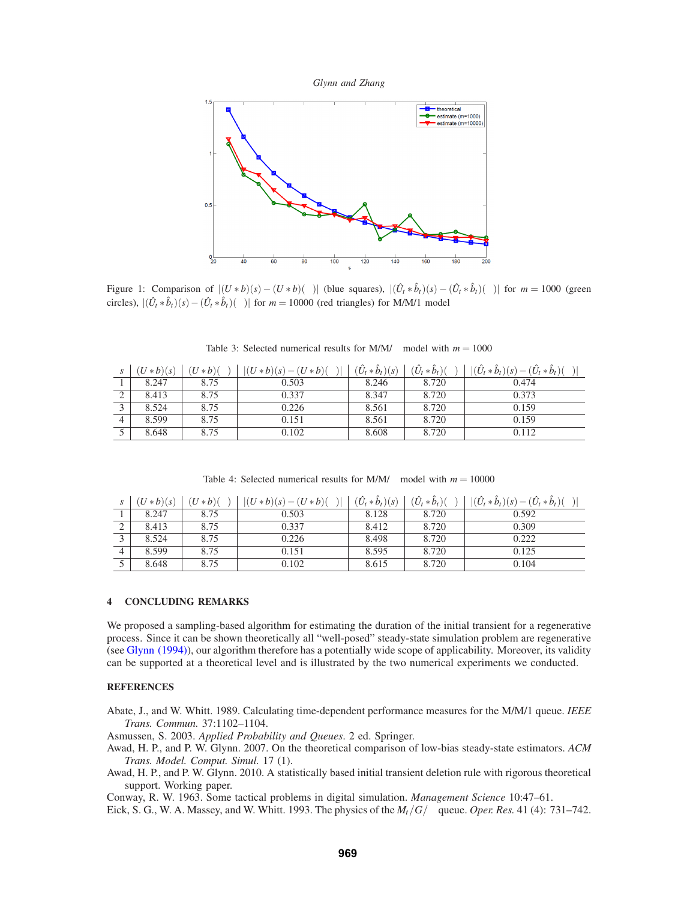Figure 1: Comparison of $|(U*b)(s) - (U*b)(\infty)|$ (blue squares), $|(\hat{U}_t * \hat{b}_t)(s) - (\hat{U}_t * \hat{b}_t)(\infty)|$ for $m = 1000$ (green circles), $|(\hat{U}_t * \hat{b}_t)(s) - (\hat{U}_t * \hat{b}_t)(\infty)|$ for $m = 10000$ (red triangles) for M/M/1 model

Table 3: Selected numerical results for M/M/$\infty$ model with $m = 1000$

| $s$ | $(U*b)(s)$ | $(U*b)(\infty)$ | $\lvert(U*b)(s) - (U*b)(\infty)\rvert$ | $(\hat{U}_t * \hat{b}_t)(s)$ | $(\hat{U}_t * \hat{b}_t)(\infty)$ | $\lvert(\hat{U}_t * \hat{b}_t)(s) - (\hat{U}_t * \hat{b}_t)(\infty)\rvert$ |
|---|---|---|---|---|---|---|
| 1 | 8.247 | 8.75 | 0.503 | 8.246 | 8.720 | 0.474 |
| 2 | 8.413 | 8.75 | 0.337 | 8.347 | 8.720 | 0.373 |
| 3 | 8.524 | 8.75 | 0.226 | 8.561 | 8.720 | 0.159 |
| 4 | 8.599 | 8.75 | 0.151 | 8.561 | 8.720 | 0.159 |
| 5 | 8.648 | 8.75 | 0.102 | 8.608 | 8.720 | 0.112 |

Table 4: Selected numerical results for M/M/$\infty$ model with $m = 10000$

| $s$ | $(U*b)(s)$ | $(U*b)(\infty)$ | $\lvert(U*b)(s) - (U*b)(\infty)\rvert$ | $(\hat{U}_t * \hat{b}_t)(s)$ | $(\hat{U}_t * \hat{b}_t)(\infty)$ | $\lvert(\hat{U}_t * \hat{b}_t)(s) - (\hat{U}_t * \hat{b}_t)(\infty)\rvert$ |
|---|---|---|---|---|---|---|
| 1 | 8.247 | 8.75 | 0.503 | 8.128 | 8.720 | 0.592 |
| 2 | 8.413 | 8.75 | 0.337 | 8.412 | 8.720 | 0.309 |
| 3 | 8.524 | 8.75 | 0.226 | 8.498 | 8.720 | 0.222 |
| 4 | 8.599 | 8.75 | 0.151 | 8.595 | 8.720 | 0.125 |
| 5 | 8.648 | 8.75 | 0.102 | 8.615 | 8.720 | 0.104 |

## 4 CONCLUDING REMARKS

We proposed a sampling-based algorithm for estimating the duration of the initial transient for a regenerative process. Since it can be shown theoretically all "well-posed" steady-state simulation problem are regenerative (see Glynn (1994)), our algorithm therefore has a potentially wide scope of applicability. Moreover, its validity can be supported at a theoretical level and is illustrated by the two numerical experiments we conducted.

## REFERENCES

Abate, J., and W. Whitt. 1989. Calculating time-dependent performance measures for the M/M/1 queue. *IEEE Trans. Commun.* 37:1102–1104.

Asmussen, S. 2003. *Applied Probability and Queues*. 2 ed. Springer.

Awad, H. P., and P. W. Glynn. 2007. On the theoretical comparison of low-bias steady-state estimators. *ACM Trans. Model. Comput. Simul.* 17 (1).

Awad, H. P., and P. W. Glynn. 2010. A statistically based initial transient deletion rule with rigorous theoretical support. Working paper.

Conway, R. W. 1963. Some tactical problems in digital simulation. *Management Science* 10:47–61.

Eick, S. G., W. A. Massey, and W. Whitt. 1993. The physics of the $M_t/G/\infty$ queue. *Oper. Res.* 41 (4): 731–742.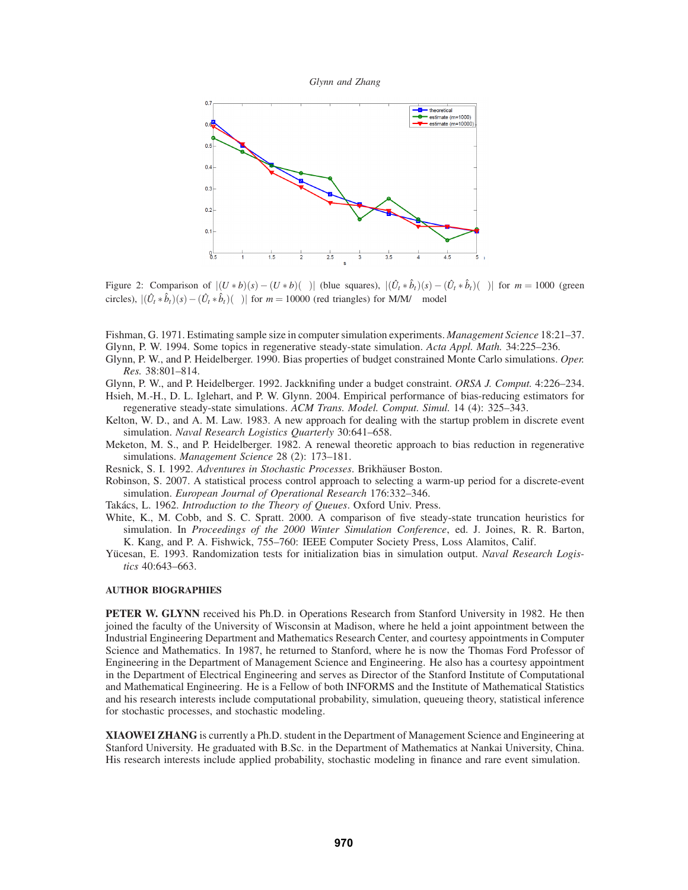0.7
0.6
0.5
0.4
0.3
0.2
0.1
0
0.5 1 1.5 2 2.5 3 3.5 4 4.5 5
s

theoretical
estimate (m=1000)
estimate (m=10000)

Figure 2: Comparison of $|(U * b)(s) - (U * b)(\infty)|$ (blue squares), $|(\hat{U}_t * \hat{b}_t)(s) - (\hat{U}_t * \hat{b}_t)(\infty)|$ for $m = 1000$ (green circles), $|(\hat{U}_t * \hat{b}_t)(s) - (\hat{U}_t * \hat{b}_t)(\infty)|$ for $m = 10000$ (red triangles) for M/M/$\infty$ model

Fishman, G. 1971. Estimating sample size in computer simulation experiments. *Management Science* 18:21–37.

Glynn, P. W. 1994. Some topics in regenerative steady-state simulation. *Acta Appl. Math.* 34:225–236.

Glynn, P. W., and P. Heidelberger. 1990. Bias properties of budget constrained Monte Carlo simulations. *Oper. Res.* 38:801–814.

Glynn, P. W., and P. Heidelberger. 1992. Jackknifing under a budget constraint. *ORSA J. Comput.* 4:226–234.

Hsieh, M.-H., D. L. Iglehart, and P. W. Glynn. 2004. Empirical performance of bias-reducing estimators for regenerative steady-state simulations. *ACM Trans. Model. Comput. Simul.* 14 (4): 325–343.

Kelton, W. D., and A. M. Law. 1983. A new approach for dealing with the startup problem in discrete event simulation. *Naval Research Logistics Quarterly* 30:641–658.

Meketon, M. S., and P. Heidelberger. 1982. A renewal theoretic approach to bias reduction in regenerative simulations. *Management Science* 28 (2): 173–181.

Resnick, S. I. 1992. *Adventures in Stochastic Processes*. Brikhäuser Boston.

Robinson, S. 2007. A statistical process control approach to selecting a warm-up period for a discrete-event simulation. *European Journal of Operational Research* 176:332–346.

Takács, L. 1962. *Introduction to the Theory of Queues*. Oxford Univ. Press.

White, K., M. Cobb, and S. C. Spratt. 2000. A comparison of five steady-state truncation heuristics for simulation. In *Proceedings of the 2000 Winter Simulation Conference*, ed. J. Joines, R. R. Barton, K. Kang, and P. A. Fishwick, 755–760: IEEE Computer Society Press, Loss Alamitos, Calif.

Yücesan, E. 1993. Randomization tests for initialization bias in simulation output. *Naval Research Logistics* 40:643–663.

## AUTHOR BIOGRAPHIES

**PETER W. GLYNN** received his Ph.D. in Operations Research from Stanford University in 1982. He then joined the faculty of the University of Wisconsin at Madison, where he held a joint appointment between the Industrial Engineering Department and Mathematics Research Center, and courtesy appointments in Computer Science and Mathematics. In 1987, he returned to Stanford, where he is now the Thomas Ford Professor of Engineering in the Department of Management Science and Engineering. He also has a courtesy appointment in the Department of Electrical Engineering and serves as Director of the Stanford Institute of Computational and Mathematical Engineering. He is a Fellow of both INFORMS and the Institute of Mathematical Statistics and his research interests include computational probability, simulation, queueing theory, statistical inference for stochastic processes, and stochastic modeling.

**XIAOWEI ZHANG** is currently a Ph.D. student in the Department of Management Science and Engineering at Stanford University. He graduated with B.Sc. in the Department of Mathematics at Nankai University, China. His research interests include applied probability, stochastic modeling in finance and rare event simulation.